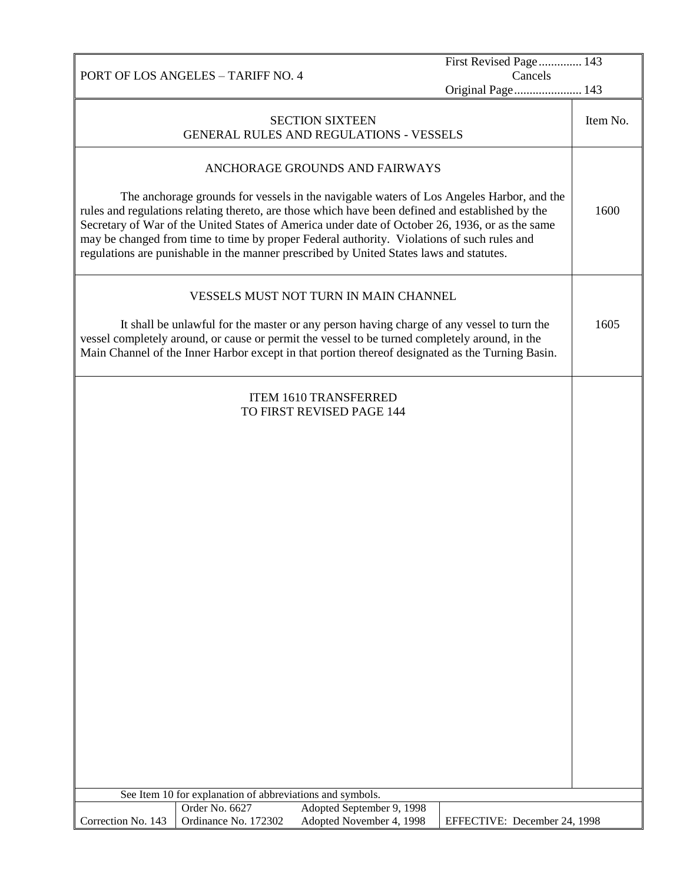PORT OF LOS ANGELES – TARIFF NO. 4

First Revised Page ............. 143
Cancels
Original Page...................... 143

## SECTION SIXTEEN
## GENERAL RULES AND REGULATIONS - VESSELS

### ANCHORAGE GROUNDS AND FAIRWAYS (Item No. 1600)

The anchorage grounds for vessels in the navigable waters of Los Angeles Harbor, and the rules and regulations relating thereto, are those which have been defined and established by the Secretary of War of the United States of America under date of October 26, 1936, or as the same may be changed from time to time by proper Federal authority. Violations of such rules and regulations are punishable in the manner prescribed by United States laws and statutes.

### VESSELS MUST NOT TURN IN MAIN CHANNEL (Item No. 1605)

It shall be unlawful for the master or any person having charge of any vessel to turn the vessel completely around, or cause or permit the vessel to be turned completely around, in the Main Channel of the Inner Harbor except in that portion thereof designated as the Turning Basin.

ITEM 1610 TRANSFERRED
TO FIRST REVISED PAGE 144

See Item 10 for explanation of abbreviations and symbols.

| Correction No. 143 | Order No. 6627<br>Ordinance No. 172302 | Adopted September 9, 1998<br>Adopted November 4, 1998 | EFFECTIVE: December 24, 1998 |
|---|---|---|---|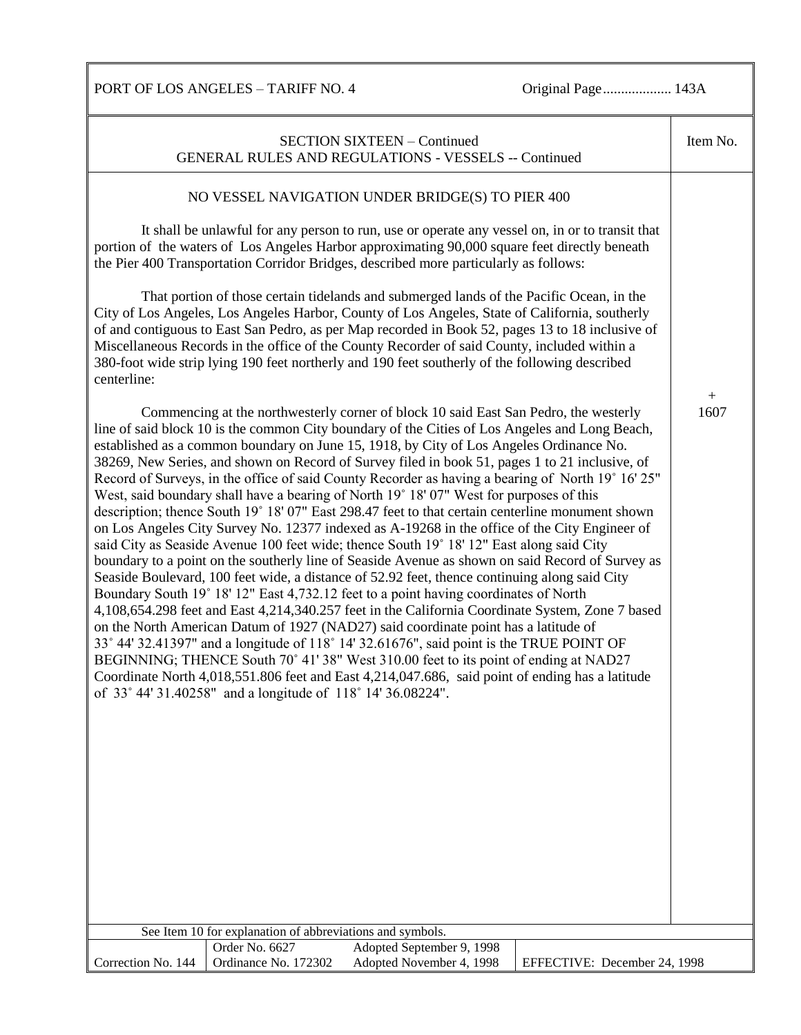SECTION SIXTEEN – Continued
GENERAL RULES AND REGULATIONS - VESSELS -- Continued

Item No. + 1607

## NO VESSEL NAVIGATION UNDER BRIDGE(S) TO PIER 400

It shall be unlawful for any person to run, use or operate any vessel on, in or to transit that portion of the waters of Los Angeles Harbor approximating 90,000 square feet directly beneath the Pier 400 Transportation Corridor Bridges, described more particularly as follows:

That portion of those certain tidelands and submerged lands of the Pacific Ocean, in the City of Los Angeles, Los Angeles Harbor, County of Los Angeles, State of California, southerly of and contiguous to East San Pedro, as per Map recorded in Book 52, pages 13 to 18 inclusive of Miscellaneous Records in the office of the County Recorder of said County, included within a 380-foot wide strip lying 190 feet northerly and 190 feet southerly of the following described centerline:

Commencing at the northwesterly corner of block 10 said East San Pedro, the westerly line of said block 10 is the common City boundary of the Cities of Los Angeles and Long Beach, established as a common boundary on June 15, 1918, by City of Los Angeles Ordinance No. 38269, New Series, and shown on Record of Survey filed in book 51, pages 1 to 21 inclusive, of Record of Surveys, in the office of said County Recorder as having a bearing of North 19˚ 16' 25" West, said boundary shall have a bearing of North 19˚ 18' 07" West for purposes of this description; thence South 19˚ 18' 07" East 298.47 feet to that certain centerline monument shown on Los Angeles City Survey No. 12377 indexed as A-19268 in the office of the City Engineer of said City as Seaside Avenue 100 feet wide; thence South 19˚ 18' 12" East along said City boundary to a point on the southerly line of Seaside Avenue as shown on said Record of Survey as Seaside Boulevard, 100 feet wide, a distance of 52.92 feet, thence continuing along said City Boundary South 19˚ 18' 12" East 4,732.12 feet to a point having coordinates of North 4,108,654.298 feet and East 4,214,340.257 feet in the California Coordinate System, Zone 7 based on the North American Datum of 1927 (NAD27) said coordinate point has a latitude of 33˚ 44' 32.41397" and a longitude of 118˚ 14' 32.61676", said point is the TRUE POINT OF BEGINNING; THENCE South 70˚ 41' 38" West 310.00 feet to its point of ending at NAD27 Coordinate North 4,018,551.806 feet and East 4,214,047.686, said point of ending has a latitude of 33˚ 44' 31.40258" and a longitude of 118˚ 14' 36.08224".

See Item 10 for explanation of abbreviations and symbols.

| Correction No. 144 | Order No. 6627<br>Ordinance No. 172302 | Adopted September 9, 1998<br>Adopted November 4, 1998 | EFFECTIVE: December 24, 1998 |
|---|---|---|---|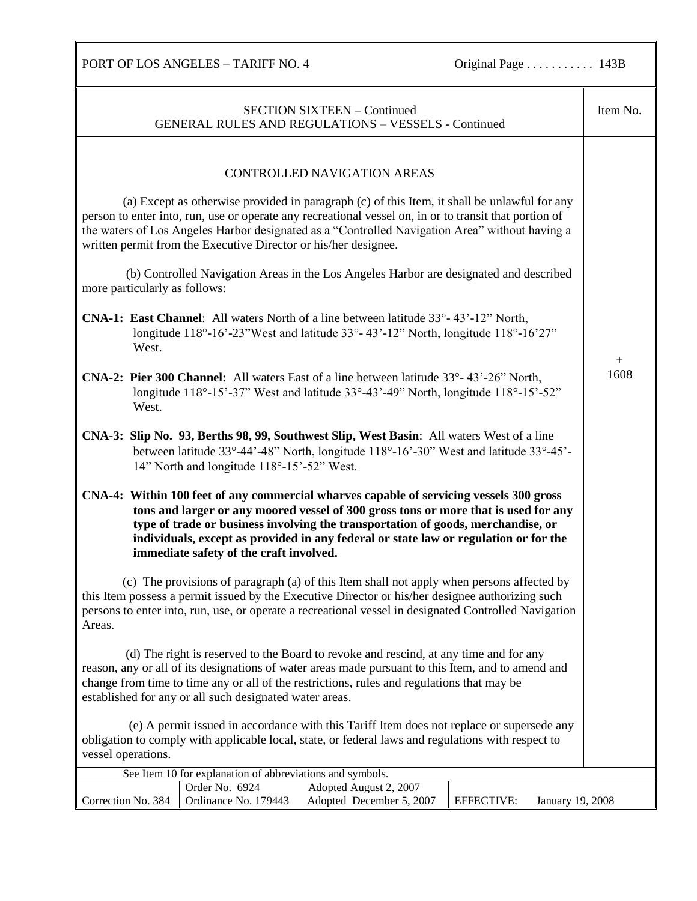## SECTION SIXTEEN – Continued
## GENERAL RULES AND REGULATIONS – VESSELS - Continued

Item No. + 1608

### CONTROLLED NAVIGATION AREAS

(a) Except as otherwise provided in paragraph (c) of this Item, it shall be unlawful for any person to enter into, run, use or operate any recreational vessel on, in or to transit that portion of the waters of Los Angeles Harbor designated as a "Controlled Navigation Area" without having a written permit from the Executive Director or his/her designee.

(b) Controlled Navigation Areas in the Los Angeles Harbor are designated and described more particularly as follows:

**CNA-1: East Channel**: All waters North of a line between latitude 33°- 43'-12" North, longitude 118°-16'-23"West and latitude 33°- 43'-12" North, longitude 118°-16'27" West.

**CNA-2: Pier 300 Channel:** All waters East of a line between latitude 33°- 43'-26" North, longitude 118°-15'-37" West and latitude 33°-43'-49" North, longitude 118°-15'-52" West.

**CNA-3: Slip No. 93, Berths 98, 99, Southwest Slip, West Basin**: All waters West of a line between latitude 33°-44'-48" North, longitude 118°-16'-30" West and latitude 33°-45'-14" North and longitude 118°-15'-52" West.

**CNA-4: Within 100 feet of any commercial wharves capable of servicing vessels 300 gross tons and larger or any moored vessel of 300 gross tons or more that is used for any type of trade or business involving the transportation of goods, merchandise, or individuals, except as provided in any federal or state law or regulation or for the immediate safety of the craft involved.**

(c) The provisions of paragraph (a) of this Item shall not apply when persons affected by this Item possess a permit issued by the Executive Director or his/her designee authorizing such persons to enter into, run, use, or operate a recreational vessel in designated Controlled Navigation Areas.

(d) The right is reserved to the Board to revoke and rescind, at any time and for any reason, any or all of its designations of water areas made pursuant to this Item, and to amend and change from time to time any or all of the restrictions, rules and regulations that may be established for any or all such designated water areas.

(e) A permit issued in accordance with this Tariff Item does not replace or supersede any obligation to comply with applicable local, state, or federal laws and regulations with respect to vessel operations.

See Item 10 for explanation of abbreviations and symbols.

| Correction No. 384 | Order No. 6924<br>Ordinance No. 179443 | Adopted August 2, 2007<br>Adopted December 5, 2007 | EFFECTIVE: January 19, 2008 |
|---|---|---|---|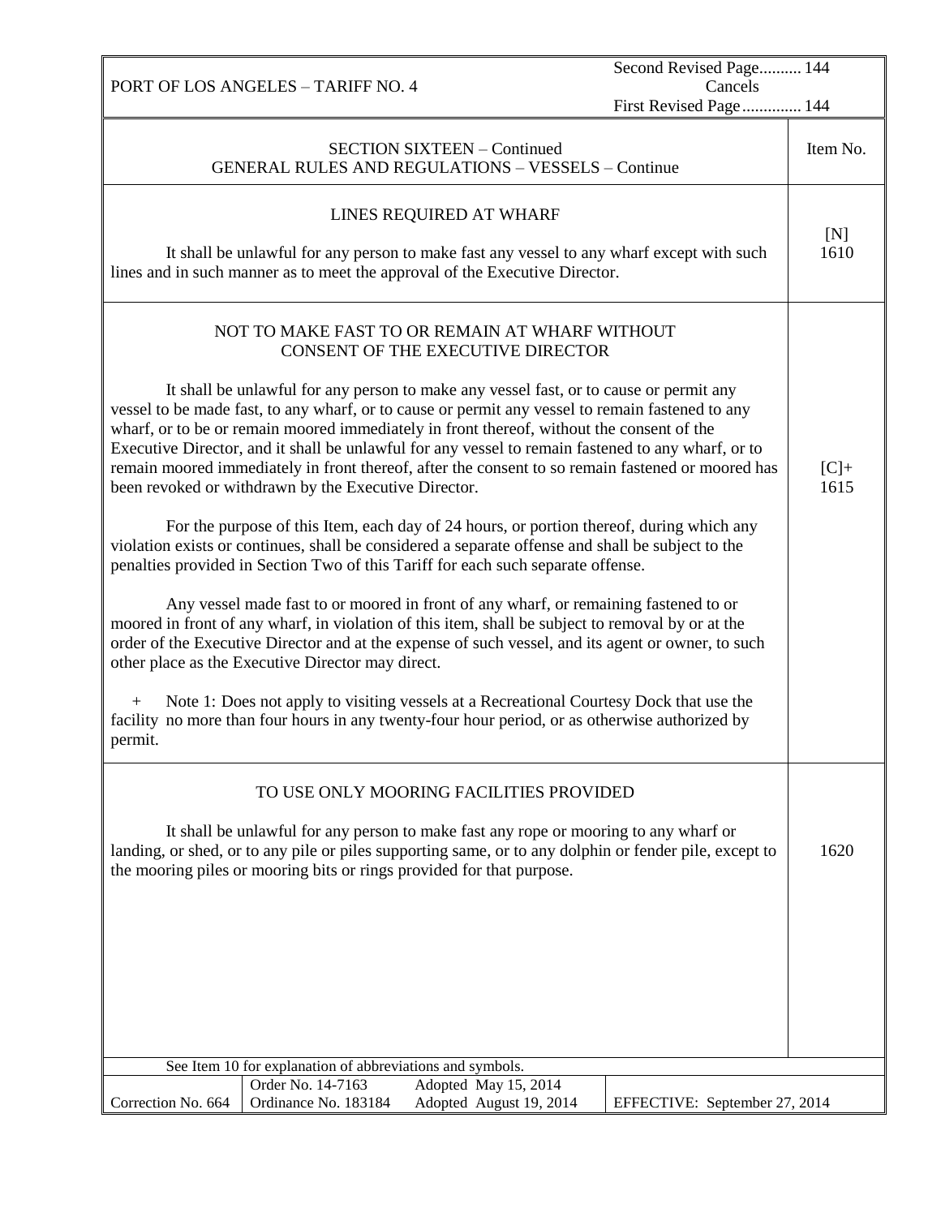## SECTION SIXTEEN – Continued
## GENERAL RULES AND REGULATIONS – VESSELS – Continue

Item No.

### LINES REQUIRED AT WHARF

[N] 1610

It shall be unlawful for any person to make fast any vessel to any wharf except with such lines and in such manner as to meet the approval of the Executive Director.

### NOT TO MAKE FAST TO OR REMAIN AT WHARF WITHOUT CONSENT OF THE EXECUTIVE DIRECTOR

[C]+ 1615

It shall be unlawful for any person to make any vessel fast, or to cause or permit any vessel to be made fast, to any wharf, or to cause or permit any vessel to remain fastened to any wharf, or to be or remain moored immediately in front thereof, without the consent of the Executive Director, and it shall be unlawful for any vessel to remain fastened to any wharf, or to remain moored immediately in front thereof, after the consent to so remain fastened or moored has been revoked or withdrawn by the Executive Director.

For the purpose of this Item, each day of 24 hours, or portion thereof, during which any violation exists or continues, shall be considered a separate offense and shall be subject to the penalties provided in Section Two of this Tariff for each such separate offense.

Any vessel made fast to or moored in front of any wharf, or remaining fastened to or moored in front of any wharf, in violation of this item, shall be subject to removal by or at the order of the Executive Director and at the expense of such vessel, and its agent or owner, to such other place as the Executive Director may direct.

+ Note 1: Does not apply to visiting vessels at a Recreational Courtesy Dock that use the facility no more than four hours in any twenty-four hour period, or as otherwise authorized by permit.

### TO USE ONLY MOORING FACILITIES PROVIDED

1620

It shall be unlawful for any person to make fast any rope or mooring to any wharf or landing, or shed, or to any pile or piles supporting same, or to any dolphin or fender pile, except to the mooring piles or mooring bits or rings provided for that purpose.

See Item 10 for explanation of abbreviations and symbols.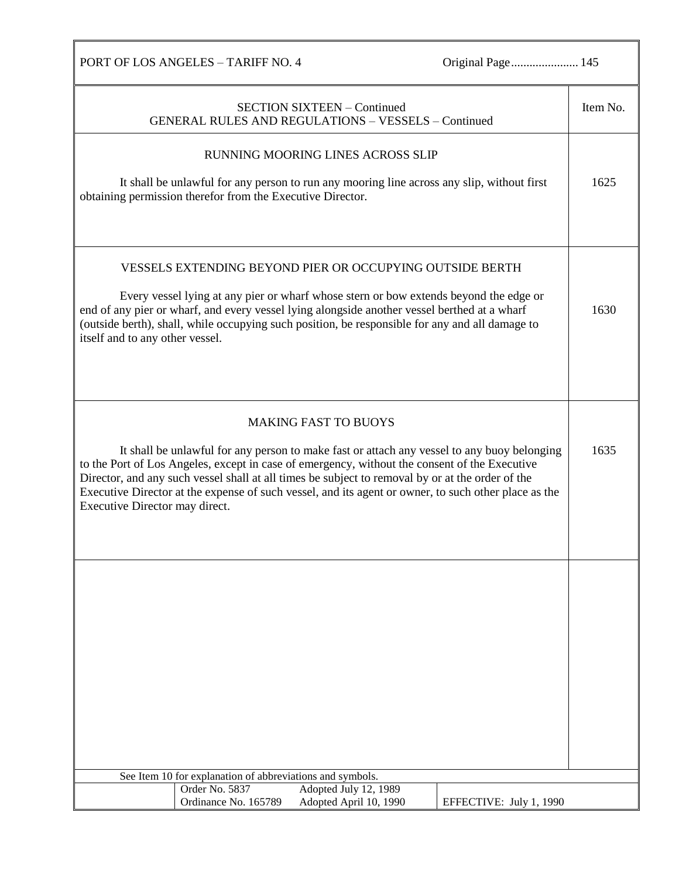## SECTION SIXTEEN – Continued
## GENERAL RULES AND REGULATIONS – VESSELS – Continued

### RUNNING MOORING LINES ACROSS SLIP

**Item No. 1625**

It shall be unlawful for any person to run any mooring line across any slip, without first obtaining permission therefor from the Executive Director.

### VESSELS EXTENDING BEYOND PIER OR OCCUPYING OUTSIDE BERTH

**Item No. 1630**

Every vessel lying at any pier or wharf whose stern or bow extends beyond the edge or end of any pier or wharf, and every vessel lying alongside another vessel berthed at a wharf (outside berth), shall, while occupying such position, be responsible for any and all damage to itself and to any other vessel.

### MAKING FAST TO BUOYS

**Item No. 1635**

It shall be unlawful for any person to make fast or attach any vessel to any buoy belonging to the Port of Los Angeles, except in case of emergency, without the consent of the Executive Director, and any such vessel shall at all times be subject to removal by or at the order of the Executive Director at the expense of such vessel, and its agent or owner, to such other place as the Executive Director may direct.

See Item 10 for explanation of abbreviations and symbols.

| Order No. 5837 | Adopted July 12, 1989 | |
|---|---|---|
| Ordinance No. 165789 | Adopted April 10, 1990 | EFFECTIVE: July 1, 1990 |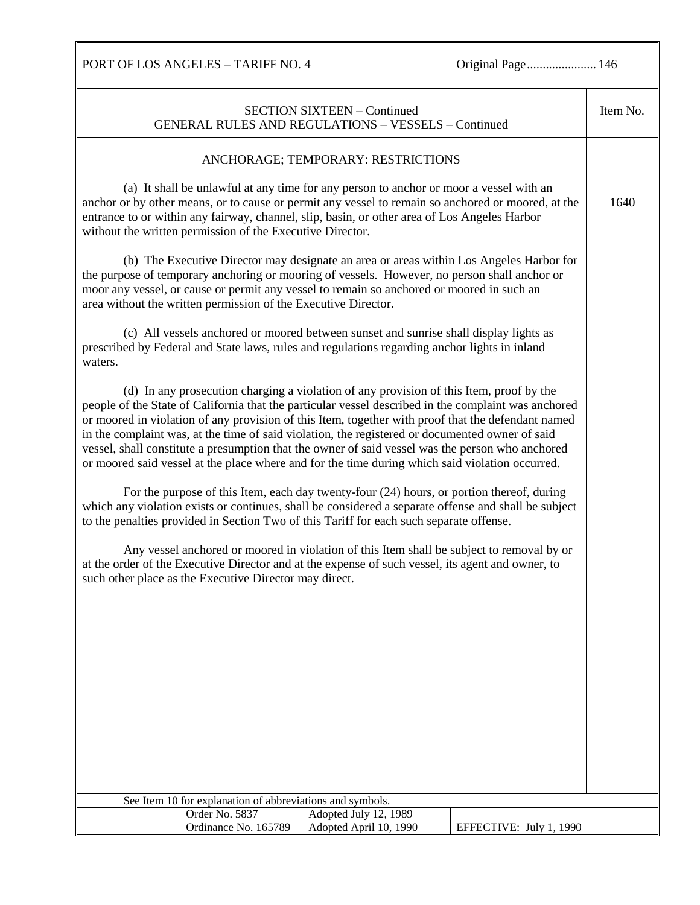SECTION SIXTEEN – Continued
GENERAL RULES AND REGULATIONS – VESSELS – Continued

Item No. 1640

## ANCHORAGE; TEMPORARY: RESTRICTIONS

(a) It shall be unlawful at any time for any person to anchor or moor a vessel with an anchor or by other means, or to cause or permit any vessel to remain so anchored or moored, at the entrance to or within any fairway, channel, slip, basin, or other area of Los Angeles Harbor without the written permission of the Executive Director.

(b) The Executive Director may designate an area or areas within Los Angeles Harbor for the purpose of temporary anchoring or mooring of vessels. However, no person shall anchor or moor any vessel, or cause or permit any vessel to remain so anchored or moored in such an area without the written permission of the Executive Director.

(c) All vessels anchored or moored between sunset and sunrise shall display lights as prescribed by Federal and State laws, rules and regulations regarding anchor lights in inland waters.

(d) In any prosecution charging a violation of any provision of this Item, proof by the people of the State of California that the particular vessel described in the complaint was anchored or moored in violation of any provision of this Item, together with proof that the defendant named in the complaint was, at the time of said violation, the registered or documented owner of said vessel, shall constitute a presumption that the owner of said vessel was the person who anchored or moored said vessel at the place where and for the time during which said violation occurred.

For the purpose of this Item, each day twenty-four (24) hours, or portion thereof, during which any violation exists or continues, shall be considered a separate offense and shall be subject to the penalties provided in Section Two of this Tariff for each such separate offense.

Any vessel anchored or moored in violation of this Item shall be subject to removal by or at the order of the Executive Director and at the expense of such vessel, its agent and owner, to such other place as the Executive Director may direct.

See Item 10 for explanation of abbreviations and symbols.

| Order No. 5837 | Adopted July 12, 1989 | |
|---|---|---|
| Ordinance No. 165789 | Adopted April 10, 1990 | EFFECTIVE: July 1, 1990 |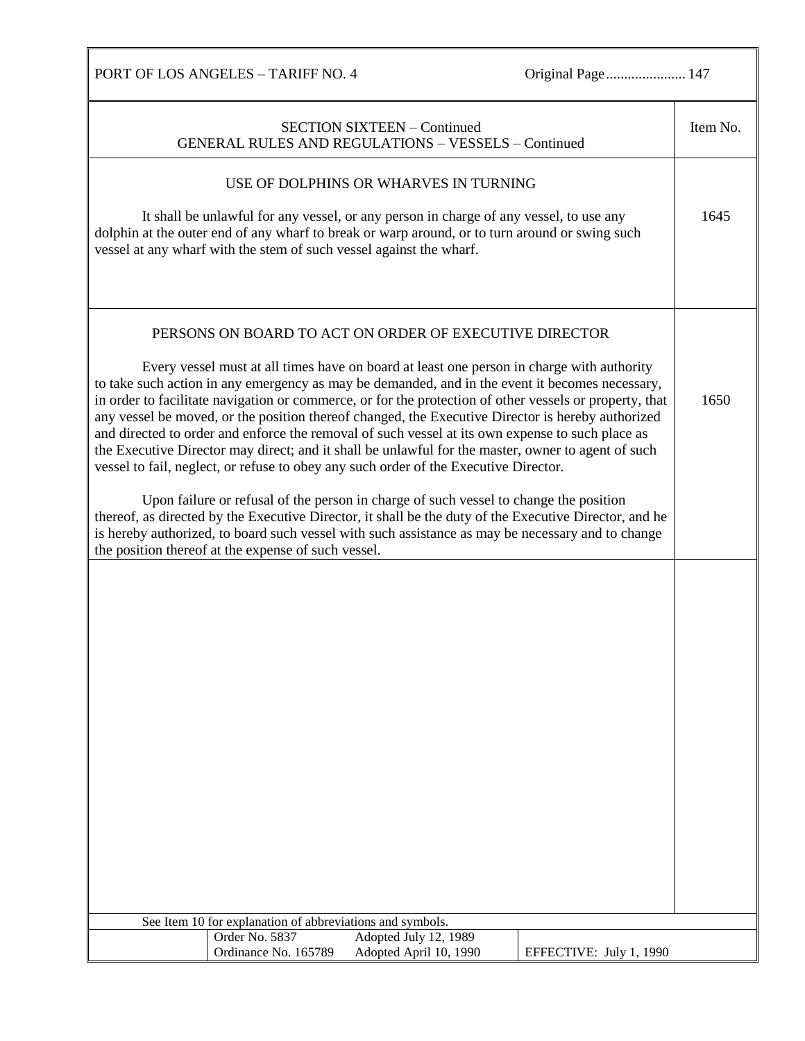## SECTION SIXTEEN – Continued
## GENERAL RULES AND REGULATIONS – VESSELS – Continued

### USE OF DOLPHINS OR WHARVES IN TURNING

**Item No. 1645**

It shall be unlawful for any vessel, or any person in charge of any vessel, to use any dolphin at the outer end of any wharf to break or warp around, or to turn around or swing such vessel at any wharf with the stem of such vessel against the wharf.

### PERSONS ON BOARD TO ACT ON ORDER OF EXECUTIVE DIRECTOR

**Item No. 1650**

Every vessel must at all times have on board at least one person in charge with authority to take such action in any emergency as may be demanded, and in the event it becomes necessary, in order to facilitate navigation or commerce, or for the protection of other vessels or property, that any vessel be moved, or the position thereof changed, the Executive Director is hereby authorized and directed to order and enforce the removal of such vessel at its own expense to such place as the Executive Director may direct; and it shall be unlawful for the master, owner to agent of such vessel to fail, neglect, or refuse to obey any such order of the Executive Director.

Upon failure or refusal of the person in charge of such vessel to change the position thereof, as directed by the Executive Director, it shall be the duty of the Executive Director, and he is hereby authorized, to board such vessel with such assistance as may be necessary and to change the position thereof at the expense of such vessel.

See Item 10 for explanation of abbreviations and symbols.

| | | |
|---|---|---|
| Order No. 5837 | Adopted July 12, 1989 | |
| Ordinance No. 165789 | Adopted April 10, 1990 | EFFECTIVE: July 1, 1990 |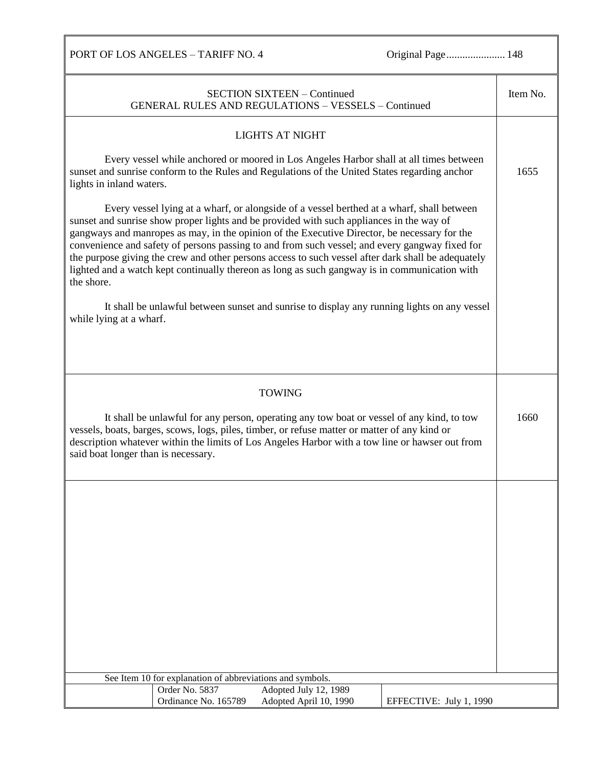## SECTION SIXTEEN – Continued
## GENERAL RULES AND REGULATIONS – VESSELS – Continued

### LIGHTS AT NIGHT

**Item No. 1655**

Every vessel while anchored or moored in Los Angeles Harbor shall at all times between sunset and sunrise conform to the Rules and Regulations of the United States regarding anchor lights in inland waters.

Every vessel lying at a wharf, or alongside of a vessel berthed at a wharf, shall between sunset and sunrise show proper lights and be provided with such appliances in the way of gangways and manropes as may, in the opinion of the Executive Director, be necessary for the convenience and safety of persons passing to and from such vessel; and every gangway fixed for the purpose giving the crew and other persons access to such vessel after dark shall be adequately lighted and a watch kept continually thereon as long as such gangway is in communication with the shore.

It shall be unlawful between sunset and sunrise to display any running lights on any vessel while lying at a wharf.

### TOWING

**Item No. 1660**

It shall be unlawful for any person, operating any tow boat or vessel of any kind, to tow vessels, boats, barges, scows, logs, piles, timber, or refuse matter or matter of any kind or description whatever within the limits of Los Angeles Harbor with a tow line or hawser out from said boat longer than is necessary.

See Item 10 for explanation of abbreviations and symbols.

| Order No. 5837 | Adopted July 12, 1989 | |
|---|---|---|
| Ordinance No. 165789 | Adopted April 10, 1990 | EFFECTIVE: July 1, 1990 |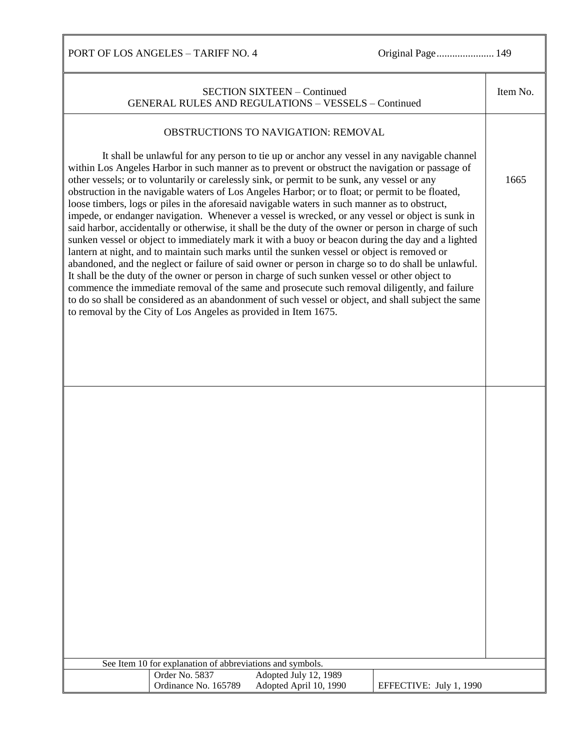## SECTION SIXTEEN – Continued
### GENERAL RULES AND REGULATIONS – VESSELS – Continued

| | Item No. |
|---|---|
| **OBSTRUCTIONS TO NAVIGATION: REMOVAL**<br><br>It shall be unlawful for any person to tie up or anchor any vessel in any navigable channel within Los Angeles Harbor in such manner as to prevent or obstruct the navigation or passage of other vessels; or to voluntarily or carelessly sink, or permit to be sunk, any vessel or any obstruction in the navigable waters of Los Angeles Harbor; or to float; or permit to be floated, loose timbers, logs or piles in the aforesaid navigable waters in such manner as to obstruct, impede, or endanger navigation. Whenever a vessel is wrecked, or any vessel or object is sunk in said harbor, accidentally or otherwise, it shall be the duty of the owner or person in charge of such sunken vessel or object to immediately mark it with a buoy or beacon during the day and a lighted lantern at night, and to maintain such marks until the sunken vessel or object is removed or abandoned, and the neglect or failure of said owner or person in charge so to do shall be unlawful. It shall be the duty of the owner or person in charge of such sunken vessel or other object to commence the immediate removal of the same and prosecute such removal diligently, and failure to do so shall be considered as an abandonment of such vessel or object, and shall subject the same to removal by the City of Los Angeles as provided in Item 1675. | 1665 |

See Item 10 for explanation of abbreviations and symbols.

| Order No. 5837 | Adopted July 12, 1989 | |
|---|---|---|
| Ordinance No. 165789 | Adopted April 10, 1990 | EFFECTIVE: July 1, 1990 |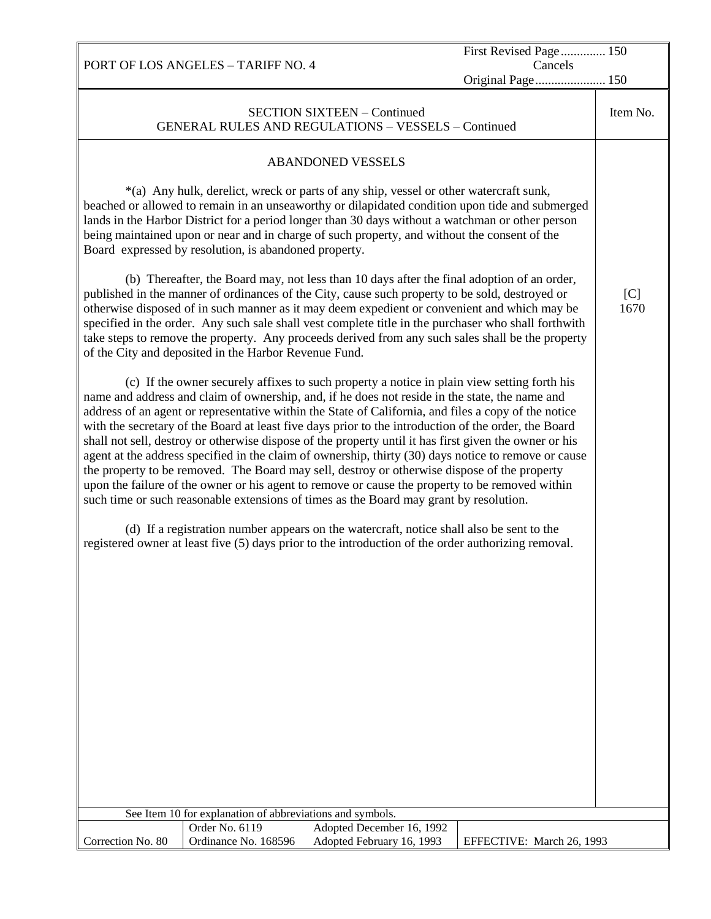### SECTION SIXTEEN – Continued
### GENERAL RULES AND REGULATIONS – VESSELS – Continued

Item No. [C] 1670

#### ABANDONED VESSELS

*(a) Any hulk, derelict, wreck or parts of any ship, vessel or other watercraft sunk, beached or allowed to remain in an unseaworthy or dilapidated condition upon tide and submerged lands in the Harbor District for a period longer than 30 days without a watchman or other person being maintained upon or near and in charge of such property, and without the consent of the Board expressed by resolution, is abandoned property.

(b) Thereafter, the Board may, not less than 10 days after the final adoption of an order, published in the manner of ordinances of the City, cause such property to be sold, destroyed or otherwise disposed of in such manner as it may deem expedient or convenient and which may be specified in the order. Any such sale shall vest complete title in the purchaser who shall forthwith take steps to remove the property. Any proceeds derived from any such sales shall be the property of the City and deposited in the Harbor Revenue Fund.

(c) If the owner securely affixes to such property a notice in plain view setting forth his name and address and claim of ownership, and, if he does not reside in the state, the name and address of an agent or representative within the State of California, and files a copy of the notice with the secretary of the Board at least five days prior to the introduction of the order, the Board shall not sell, destroy or otherwise dispose of the property until it has first given the owner or his agent at the address specified in the claim of ownership, thirty (30) days notice to remove or cause the property to be removed. The Board may sell, destroy or otherwise dispose of the property upon the failure of the owner or his agent to remove or cause the property to be removed within such time or such reasonable extensions of times as the Board may grant by resolution.

(d) If a registration number appears on the watercraft, notice shall also be sent to the registered owner at least five (5) days prior to the introduction of the order authorizing removal.

See Item 10 for explanation of abbreviations and symbols.

| Correction No. 80 | Order No. 6119<br>Ordinance No. 168596 | Adopted December 16, 1992<br>Adopted February 16, 1993 | EFFECTIVE: March 26, 1993 |
|---|---|---|---|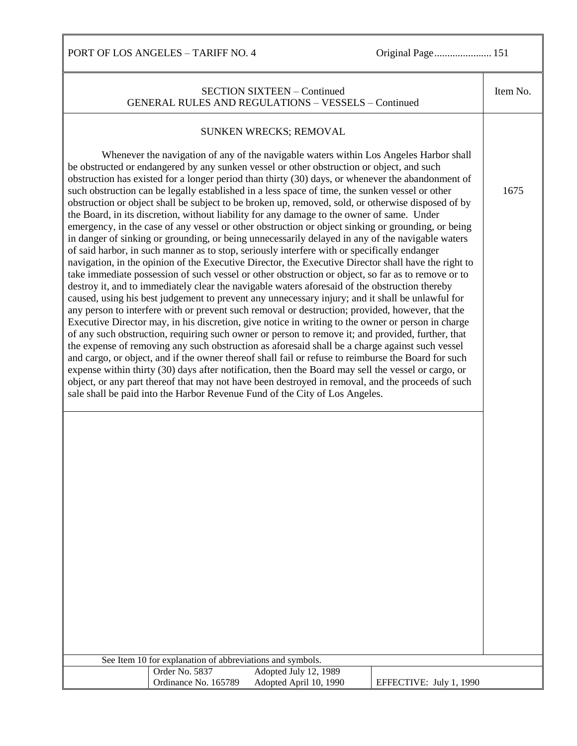SECTION SIXTEEN – Continued
GENERAL RULES AND REGULATIONS – VESSELS – Continued

Item No. 1675

## SUNKEN WRECKS; REMOVAL

Whenever the navigation of any of the navigable waters within Los Angeles Harbor shall be obstructed or endangered by any sunken vessel or other obstruction or object, and such obstruction has existed for a longer period than thirty (30) days, or whenever the abandonment of such obstruction can be legally established in a less space of time, the sunken vessel or other obstruction or object shall be subject to be broken up, removed, sold, or otherwise disposed of by the Board, in its discretion, without liability for any damage to the owner of same. Under emergency, in the case of any vessel or other obstruction or object sinking or grounding, or being in danger of sinking or grounding, or being unnecessarily delayed in any of the navigable waters of said harbor, in such manner as to stop, seriously interfere with or specifically endanger navigation, in the opinion of the Executive Director, the Executive Director shall have the right to take immediate possession of such vessel or other obstruction or object, so far as to remove or to destroy it, and to immediately clear the navigable waters aforesaid of the obstruction thereby caused, using his best judgement to prevent any unnecessary injury; and it shall be unlawful for any person to interfere with or prevent such removal or destruction; provided, however, that the Executive Director may, in his discretion, give notice in writing to the owner or person in charge of any such obstruction, requiring such owner or person to remove it; and provided, further, that the expense of removing any such obstruction as aforesaid shall be a charge against such vessel and cargo, or object, and if the owner thereof shall fail or refuse to reimburse the Board for such expense within thirty (30) days after notification, then the Board may sell the vessel or cargo, or object, or any part thereof that may not have been destroyed in removal, and the proceeds of such sale shall be paid into the Harbor Revenue Fund of the City of Los Angeles.

See Item 10 for explanation of abbreviations and symbols.

| Order No. 5837 | Adopted July 12, 1989 | |
|---|---|---|
| Ordinance No. 165789 | Adopted April 10, 1990 | EFFECTIVE: July 1, 1990 |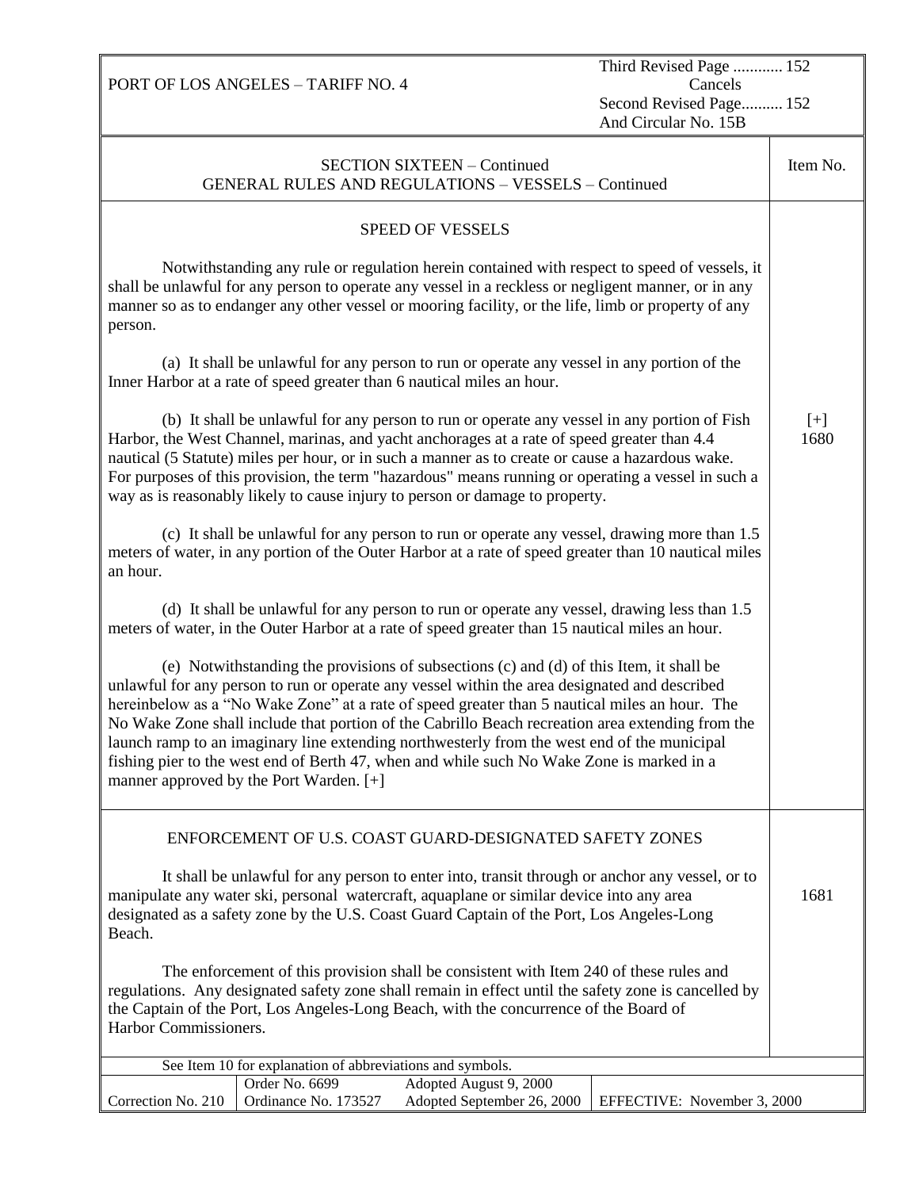PORT OF LOS ANGELES – TARIFF NO. 4

Third Revised Page ............ 152
Cancels
Second Revised Page.......... 152
And Circular No. 15B

SECTION SIXTEEN – Continued
GENERAL RULES AND REGULATIONS – VESSELS – Continued

## SPEED OF VESSELS

**Item No. [+] 1680**

Notwithstanding any rule or regulation herein contained with respect to speed of vessels, it shall be unlawful for any person to operate any vessel in a reckless or negligent manner, or in any manner so as to endanger any other vessel or mooring facility, or the life, limb or property of any person.

(a) It shall be unlawful for any person to run or operate any vessel in any portion of the Inner Harbor at a rate of speed greater than 6 nautical miles an hour.

(b) It shall be unlawful for any person to run or operate any vessel in any portion of Fish Harbor, the West Channel, marinas, and yacht anchorages at a rate of speed greater than 4.4 nautical (5 Statute) miles per hour, or in such a manner as to create or cause a hazardous wake. For purposes of this provision, the term "hazardous" means running or operating a vessel in such a way as is reasonably likely to cause injury to person or damage to property.

(c) It shall be unlawful for any person to run or operate any vessel, drawing more than 1.5 meters of water, in any portion of the Outer Harbor at a rate of speed greater than 10 nautical miles an hour.

(d) It shall be unlawful for any person to run or operate any vessel, drawing less than 1.5 meters of water, in the Outer Harbor at a rate of speed greater than 15 nautical miles an hour.

(e) Notwithstanding the provisions of subsections (c) and (d) of this Item, it shall be unlawful for any person to run or operate any vessel within the area designated and described hereinbelow as a "No Wake Zone" at a rate of speed greater than 5 nautical miles an hour. The No Wake Zone shall include that portion of the Cabrillo Beach recreation area extending from the launch ramp to an imaginary line extending northwesterly from the west end of the municipal fishing pier to the west end of Berth 47, when and while such No Wake Zone is marked in a manner approved by the Port Warden. [+]

## ENFORCEMENT OF U.S. COAST GUARD-DESIGNATED SAFETY ZONES

**Item No. 1681**

It shall be unlawful for any person to enter into, transit through or anchor any vessel, or to manipulate any water ski, personal watercraft, aquaplane or similar device into any area designated as a safety zone by the U.S. Coast Guard Captain of the Port, Los Angeles-Long Beach.

The enforcement of this provision shall be consistent with Item 240 of these rules and regulations. Any designated safety zone shall remain in effect until the safety zone is cancelled by the Captain of the Port, Los Angeles-Long Beach, with the concurrence of the Board of Harbor Commissioners.

See Item 10 for explanation of abbreviations and symbols.

| Correction No. 210 | Order No. 6699<br>Ordinance No. 173527 | Adopted August 9, 2000<br>Adopted September 26, 2000 | EFFECTIVE: November 3, 2000 |
|---|---|---|---|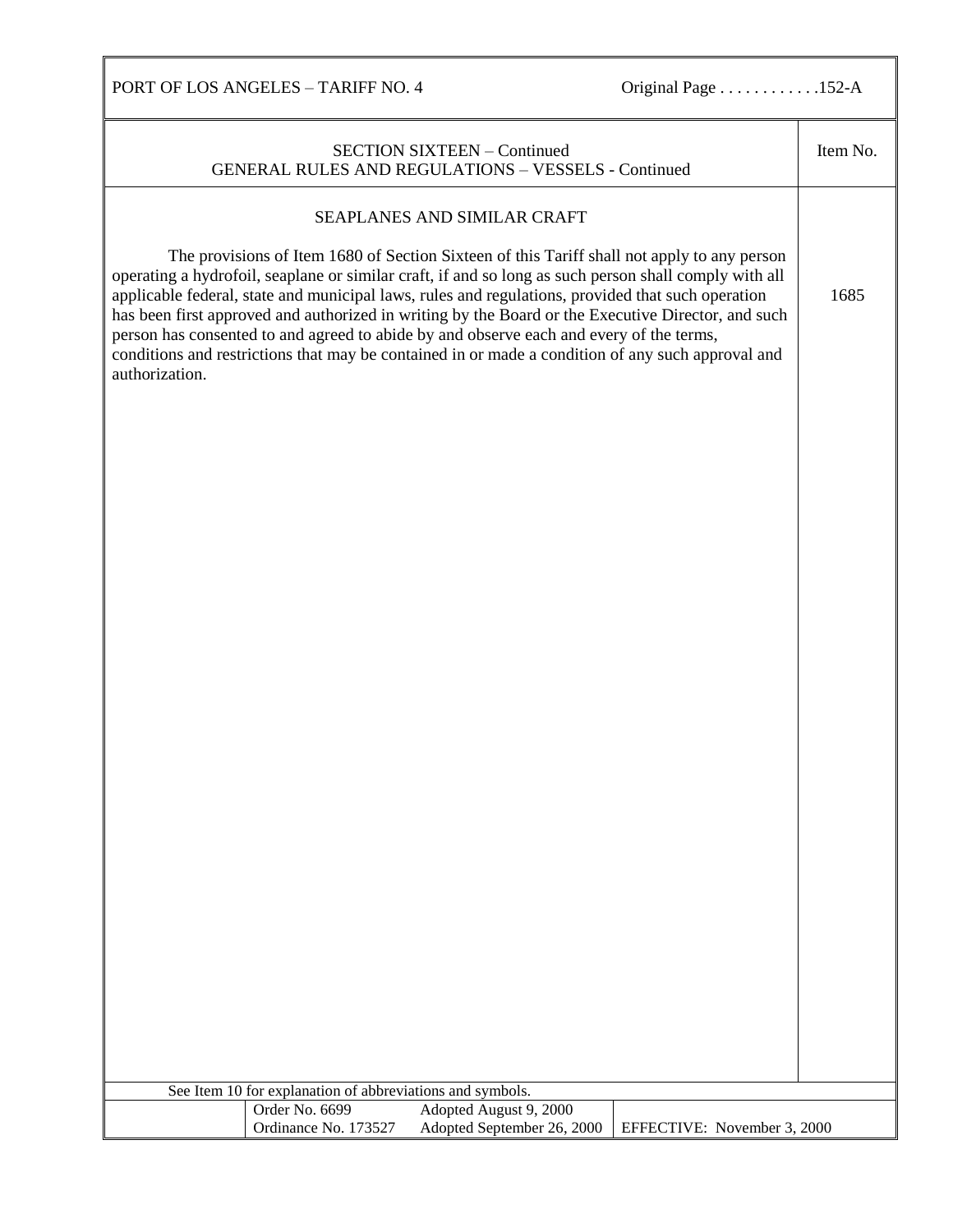SECTION SIXTEEN – Continued
GENERAL RULES AND REGULATIONS – VESSELS - Continued

| | Item No. |
|---|---|
| **SEAPLANES AND SIMILAR CRAFT**<br><br>The provisions of Item 1680 of Section Sixteen of this Tariff shall not apply to any person operating a hydrofoil, seaplane or similar craft, if and so long as such person shall comply with all applicable federal, state and municipal laws, rules and regulations, provided that such operation has been first approved and authorized in writing by the Board or the Executive Director, and such person has consented to and agreed to abide by and observe each and every of the terms, conditions and restrictions that may be contained in or made a condition of any such approval and authorization. | 1685 |

See Item 10 for explanation of abbreviations and symbols.

| | | |
|---|---|---|
| Order No. 6699 | Adopted August 9, 2000 | |
| Ordinance No. 173527 | Adopted September 26, 2000 | EFFECTIVE: November 3, 2000 |